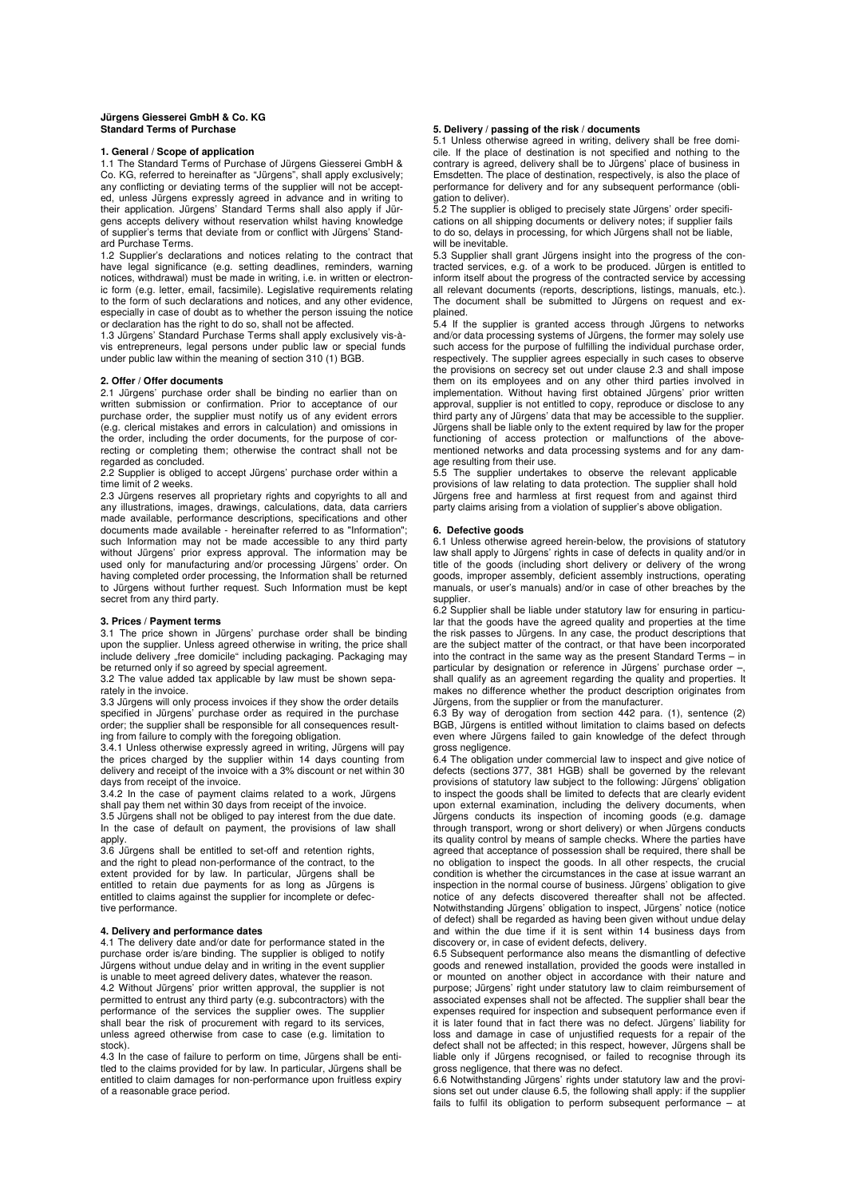**Jürgens Giesserei GmbH & Co. KG**
**Standard Terms of Purchase**

## 1. General / Scope of application

1.1 The Standard Terms of Purchase of Jürgens Giesserei GmbH & Co. KG, referred to hereinafter as "Jürgens", shall apply exclusively; any conflicting or deviating terms of the supplier will not be accepted, unless Jürgens expressly agreed in advance and in writing to their application. Jürgens' Standard Terms shall also apply if Jürgens accepts delivery without reservation whilst having knowledge of supplier's terms that deviate from or conflict with Jürgens' Standard Purchase Terms.

1.2 Supplier's declarations and notices relating to the contract that have legal significance (e.g. setting deadlines, reminders, warning notices, withdrawal) must be made in writing, i.e. in written or electronic form (e.g. letter, email, facsimile). Legislative requirements relating to the form of such declarations and notices, and any other evidence, especially in case of doubt as to whether the person issuing the notice or declaration has the right to do so, shall not be affected.

1.3 Jürgens' Standard Purchase Terms shall apply exclusively vis-à-vis entrepreneurs, legal persons under public law or special funds under public law within the meaning of section 310 (1) BGB.

## 2. Offer / Offer documents

2.1 Jürgens' purchase order shall be binding no earlier than on written submission or confirmation. Prior to acceptance of our purchase order, the supplier must notify us of any evident errors (e.g. clerical mistakes and errors in calculation) and omissions in the order, including the order documents, for the purpose of correcting or completing them; otherwise the contract shall not be regarded as concluded.

2.2 Supplier is obliged to accept Jürgens' purchase order within a time limit of 2 weeks.

2.3 Jürgens reserves all proprietary rights and copyrights to all and any illustrations, images, drawings, calculations, data, data carriers made available, performance descriptions, specifications and other documents made available - hereinafter referred to as "Information"; such Information may not be made accessible to any third party without Jürgens' prior express approval. The information may be used only for manufacturing and/or processing Jürgens' order. On having completed order processing, the Information shall be returned to Jürgens without further request. Such Information must be kept secret from any third party.

## 3. Prices / Payment terms

3.1 The price shown in Jürgens' purchase order shall be binding upon the supplier. Unless agreed otherwise in writing, the price shall include delivery „free domicile" including packaging. Packaging may be returned only if so agreed by special agreement.

3.2 The value added tax applicable by law must be shown separately in the invoice.

3.3 Jürgens will only process invoices if they show the order details specified in Jürgens' purchase order as required in the purchase order; the supplier shall be responsible for all consequences resulting from failure to comply with the foregoing obligation.

3.4.1 Unless otherwise expressly agreed in writing, Jürgens will pay the prices charged by the supplier within 14 days counting from delivery and receipt of the invoice with a 3% discount or net within 30 days from receipt of the invoice.

3.4.2 In the case of payment claims related to a work, Jürgens shall pay them net within 30 days from receipt of the invoice.

3.5 Jürgens shall not be obliged to pay interest from the due date. In the case of default on payment, the provisions of law shall apply.

3.6 Jürgens shall be entitled to set-off and retention rights, and the right to plead non-performance of the contract, to the extent provided for by law. In particular, Jürgens shall be entitled to retain due payments for as long as Jürgens is entitled to claims against the supplier for incomplete or defective performance.

## 4. Delivery and performance dates

4.1 The delivery date and/or date for performance stated in the purchase order is/are binding. The supplier is obliged to notify Jürgens without undue delay and in writing in the event supplier is unable to meet agreed delivery dates, whatever the reason.

4.2 Without Jürgens' prior written approval, the supplier is not permitted to entrust any third party (e.g. subcontractors) with the performance of the services the supplier owes. The supplier shall bear the risk of procurement with regard to its services, unless agreed otherwise from case to case (e.g. limitation to stock).

4.3 In the case of failure to perform on time, Jürgens shall be entitled to the claims provided for by law. In particular, Jürgens shall be entitled to claim damages for non-performance upon fruitless expiry of a reasonable grace period.

## 5. Delivery / passing of the risk / documents

5.1 Unless otherwise agreed in writing, delivery shall be free domicile. If the place of destination is not specified and nothing to the contrary is agreed, delivery shall be to Jürgens' place of business in Emsdetten. The place of destination, respectively, is also the place of performance for delivery and for any subsequent performance (obligation to deliver).

5.2 The supplier is obliged to precisely state Jürgens' order specifications on all shipping documents or delivery notes; if supplier fails to do so, delays in processing, for which Jürgens shall not be liable, will be inevitable.

5.3 Supplier shall grant Jürgens insight into the progress of the contracted services, e.g. of a work to be produced. Jürgen is entitled to inform itself about the progress of the contracted service by accessing all relevant documents (reports, descriptions, listings, manuals, etc.). The document shall be submitted to Jürgens on request and explained.

5.4 If the supplier is granted access through Jürgens to networks and/or data processing systems of Jürgens, the former may solely use such access for the purpose of fulfilling the individual purchase order, respectively. The supplier agrees especially in such cases to observe the provisions on secrecy set out under clause 2.3 and shall impose them on its employees and on any other third parties involved in implementation. Without having first obtained Jürgens' prior written approval, supplier is not entitled to copy, reproduce or disclose to any third party any of Jürgens' data that may be accessible to the supplier. Jürgens shall be liable only to the extent required by law for the proper functioning of access protection or malfunctions of the above-mentioned networks and data processing systems and for any damage resulting from their use.

5.5 The supplier undertakes to observe the relevant applicable provisions of law relating to data protection. The supplier shall hold Jürgens free and harmless at first request from and against third party claims arising from a violation of supplier's above obligation.

## 6. Defective goods

6.1 Unless otherwise agreed herein-below, the provisions of statutory law shall apply to Jürgens' rights in case of defects in quality and/or in title of the goods (including short delivery or delivery of the wrong goods, improper assembly, deficient assembly instructions, operating manuals, or user's manuals) and/or in case of other breaches by the supplier.

6.2 Supplier shall be liable under statutory law for ensuring in particular that the goods have the agreed quality and properties at the time the risk passes to Jürgens. In any case, the product descriptions that are the subject matter of the contract, or that have been incorporated into the contract in the same way as the present Standard Terms – in particular by designation or reference in Jürgens' purchase order –, shall qualify as an agreement regarding the quality and properties. It makes no difference whether the product description originates from Jürgens, from the supplier or from the manufacturer.

6.3 By way of derogation from section 442 para. (1), sentence (2) BGB, Jürgens is entitled without limitation to claims based on defects even where Jürgens failed to gain knowledge of the defect through gross negligence.

6.4 The obligation under commercial law to inspect and give notice of defects (sections 377, 381 HGB) shall be governed by the relevant provisions of statutory law subject to the following: Jürgens' obligation to inspect the goods shall be limited to defects that are clearly evident upon external examination, including the delivery documents, when Jürgens conducts its inspection of incoming goods (e.g. damage through transport, wrong or short delivery) or when Jürgens conducts its quality control by means of sample checks. Where the parties have agreed that acceptance of possession shall be required, there shall be no obligation to inspect the goods. In all other respects, the crucial condition is whether the circumstances in the case at issue warrant an inspection in the normal course of business. Jürgens' obligation to give notice of any defects discovered thereafter shall not be affected. Notwithstanding Jürgens' obligation to inspect, Jürgens' notice (notice of defect) shall be regarded as having been given without undue delay and within the due time if it is sent within 14 business days from discovery or, in case of evident defects, delivery.

6.5 Subsequent performance also means the dismantling of defective goods and renewed installation, provided the goods were installed in or mounted on another object in accordance with their nature and purpose; Jürgens' right under statutory law to claim reimbursement of associated expenses shall not be affected. The supplier shall bear the expenses required for inspection and subsequent performance even if it is later found that in fact there was no defect. Jürgens' liability for loss and damage in case of unjustified requests for a repair of the defect shall not be affected; in this respect, however, Jürgens shall be liable only if Jürgens recognised, or failed to recognise through its gross negligence, that there was no defect.

6.6 Notwithstanding Jürgens' rights under statutory law and the provisions set out under clause 6.5, the following shall apply: if the supplier fails to fulfil its obligation to perform subsequent performance – at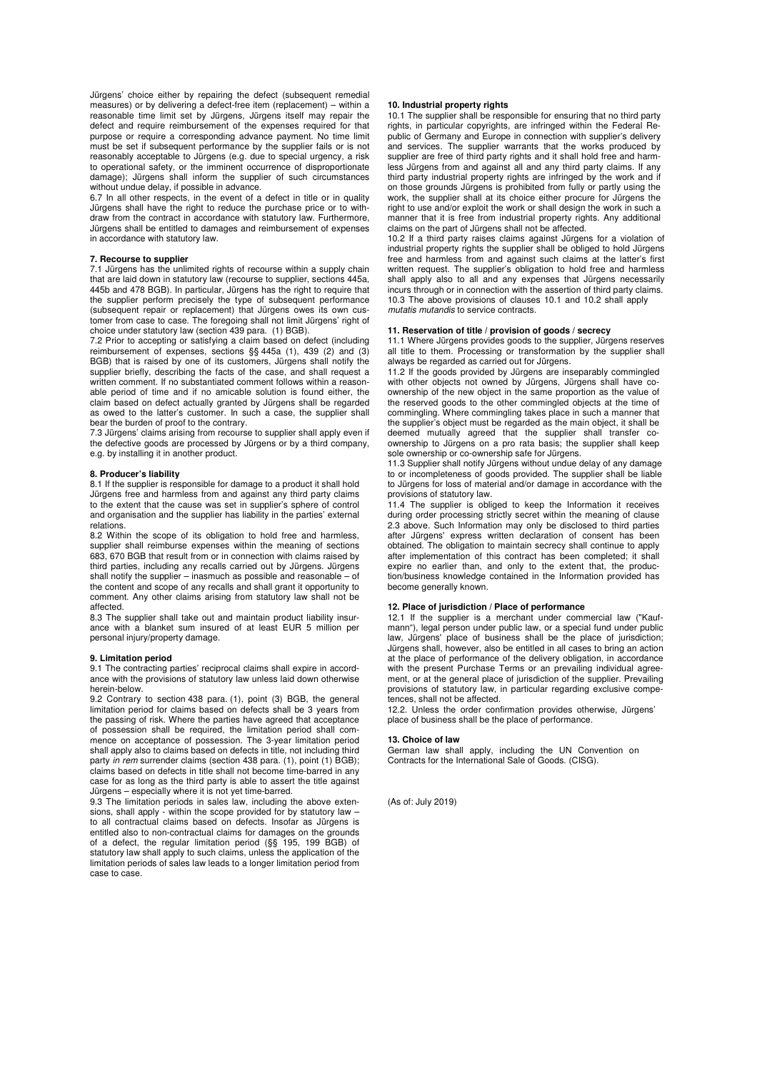Jürgens' choice either by repairing the defect (subsequent remedial measures) or by delivering a defect-free item (replacement) – within a reasonable time limit set by Jürgens, Jürgens itself may repair the defect and require reimbursement of the expenses required for that purpose or require a corresponding advance payment. No time limit must be set if subsequent performance by the supplier fails or is not reasonably acceptable to Jürgens (e.g. due to special urgency, a risk to operational safety, or the imminent occurrence of disproportionate damage); Jürgens shall inform the supplier of such circumstances without undue delay, if possible in advance.

6.7 In all other respects, in the event of a defect in title or in quality Jürgens shall have the right to reduce the purchase price or to withdraw from the contract in accordance with statutory law. Furthermore, Jürgens shall be entitled to damages and reimbursement of expenses in accordance with statutory law.

**7. Recourse to supplier**

7.1 Jürgens has the unlimited rights of recourse within a supply chain that are laid down in statutory law (recourse to supplier, sections 445a, 445b and 478 BGB). In particular, Jürgens has the right to require that the supplier perform precisely the type of subsequent performance (subsequent repair or replacement) that Jürgens owes its own customer from case to case. The foregoing shall not limit Jürgens' right of choice under statutory law (section 439 para. (1) BGB).

7.2 Prior to accepting or satisfying a claim based on defect (including reimbursement of expenses, sections §§ 445a (1), 439 (2) and (3) BGB) that is raised by one of its customers, Jürgens shall notify the supplier briefly, describing the facts of the case, and shall request a written comment. If no substantiated comment follows within a reasonable period of time and if no amicable solution is found either, the claim based on defect actually granted by Jürgens shall be regarded as owed to the latter's customer. In such a case, the supplier shall bear the burden of proof to the contrary.

7.3 Jürgens' claims arising from recourse to supplier shall apply even if the defective goods are processed by Jürgens or by a third company, e.g. by installing it in another product.

**8. Producer's liability**

8.1 If the supplier is responsible for damage to a product it shall hold Jürgens free and harmless from and against any third party claims to the extent that the cause was set in supplier's sphere of control and organisation and the supplier has liability in the parties' external relations.

8.2 Within the scope of its obligation to hold free and harmless, supplier shall reimburse expenses within the meaning of sections 683, 670 BGB that result from or in connection with claims raised by third parties, including any recalls carried out by Jürgens. Jürgens shall notify the supplier – inasmuch as possible and reasonable – of the content and scope of any recalls and shall grant it opportunity to comment. Any other claims arising from statutory law shall not be affected.

8.3 The supplier shall take out and maintain product liability insurance with a blanket sum insured of at least EUR 5 million per personal injury/property damage.

**9. Limitation period**

9.1 The contracting parties' reciprocal claims shall expire in accordance with the provisions of statutory law unless laid down otherwise herein-below.

9.2 Contrary to section 438 para. (1), point (3) BGB, the general limitation period for claims based on defects shall be 3 years from the passing of risk. Where the parties have agreed that acceptance of possession shall be required, the limitation period shall commence on acceptance of possession. The 3-year limitation period shall apply also to claims based on defects in title, not including third party *in rem* surrender claims (section 438 para. (1), point (1) BGB); claims based on defects in title shall not become time-barred in any case for as long as the third party is able to assert the title against Jürgens – especially where it is not yet time-barred.

9.3 The limitation periods in sales law, including the above extensions, shall apply - within the scope provided for by statutory law – to all contractual claims based on defects. Insofar as Jürgens is entitled also to non-contractual claims for damages on the grounds of a defect, the regular limitation period (§§ 195, 199 BGB) of statutory law shall apply to such claims, unless the application of the limitation periods of sales law leads to a longer limitation period from case to case.

**10. Industrial property rights**

10.1 The supplier shall be responsible for ensuring that no third party rights, in particular copyrights, are infringed within the Federal Republic of Germany and Europe in connection with supplier's delivery and services. The supplier warrants that the works produced by supplier are free of third party rights and it shall hold free and harmless Jürgens from and against all and any third party claims. If any third party industrial property rights are infringed by the work and if on those grounds Jürgens is prohibited from fully or partly using the work, the supplier shall at its choice either procure for Jürgens the right to use and/or exploit the work or shall design the work in such a manner that it is free from industrial property rights. Any additional claims on the part of Jürgens shall not be affected.

10.2 If a third party raises claims against Jürgens for a violation of industrial property rights the supplier shall be obliged to hold Jürgens free and harmless from and against such claims at the latter's first written request. The supplier's obligation to hold free and harmless shall apply also to all and any expenses that Jürgens necessarily incurs through or in connection with the assertion of third party claims.

10.3 The above provisions of clauses 10.1 and 10.2 shall apply *mutatis mutandis* to service contracts.

**11. Reservation of title / provision of goods / secrecy**

11.1 Where Jürgens provides goods to the supplier, Jürgens reserves all title to them. Processing or transformation by the supplier shall always be regarded as carried out for Jürgens.

11.2 If the goods provided by Jürgens are inseparably commingled with other objects not owned by Jürgens, Jürgens shall have co-ownership of the new object in the same proportion as the value of the reserved goods to the other commingled objects at the time of commingling. Where commingling takes place in such a manner that the supplier's object must be regarded as the main object, it shall be deemed mutually agreed that the supplier shall transfer co-ownership to Jürgens on a pro rata basis; the supplier shall keep sole ownership or co-ownership safe for Jürgens.

11.3 Supplier shall notify Jürgens without undue delay of any damage to or incompleteness of goods provided. The supplier shall be liable to Jürgens for loss of material and/or damage in accordance with the provisions of statutory law.

11.4 The supplier is obliged to keep the Information it receives during order processing strictly secret within the meaning of clause 2.3 above. Such Information may only be disclosed to third parties after Jürgens' express written declaration of consent has been obtained. The obligation to maintain secrecy shall continue to apply after implementation of this contract has been completed; it shall expire no earlier than, and only to the extent that, the production/business knowledge contained in the Information provided has become generally known.

**12. Place of jurisdiction / Place of performance**

12.1 If the supplier is a merchant under commercial law ("Kaufmann"), legal person under public law, or a special fund under public law, Jürgens' place of business shall be the place of jurisdiction; Jürgens shall, however, also be entitled in all cases to bring an action at the place of performance of the delivery obligation, in accordance with the present Purchase Terms or an prevailing individual agreement, or at the general place of jurisdiction of the supplier. Prevailing provisions of statutory law, in particular regarding exclusive competences, shall not be affected.

12.2. Unless the order confirmation provides otherwise, Jürgens' place of business shall be the place of performance.

**13. Choice of law**

German law shall apply, including the UN Convention on Contracts for the International Sale of Goods. (CISG).

(As of: July 2019)